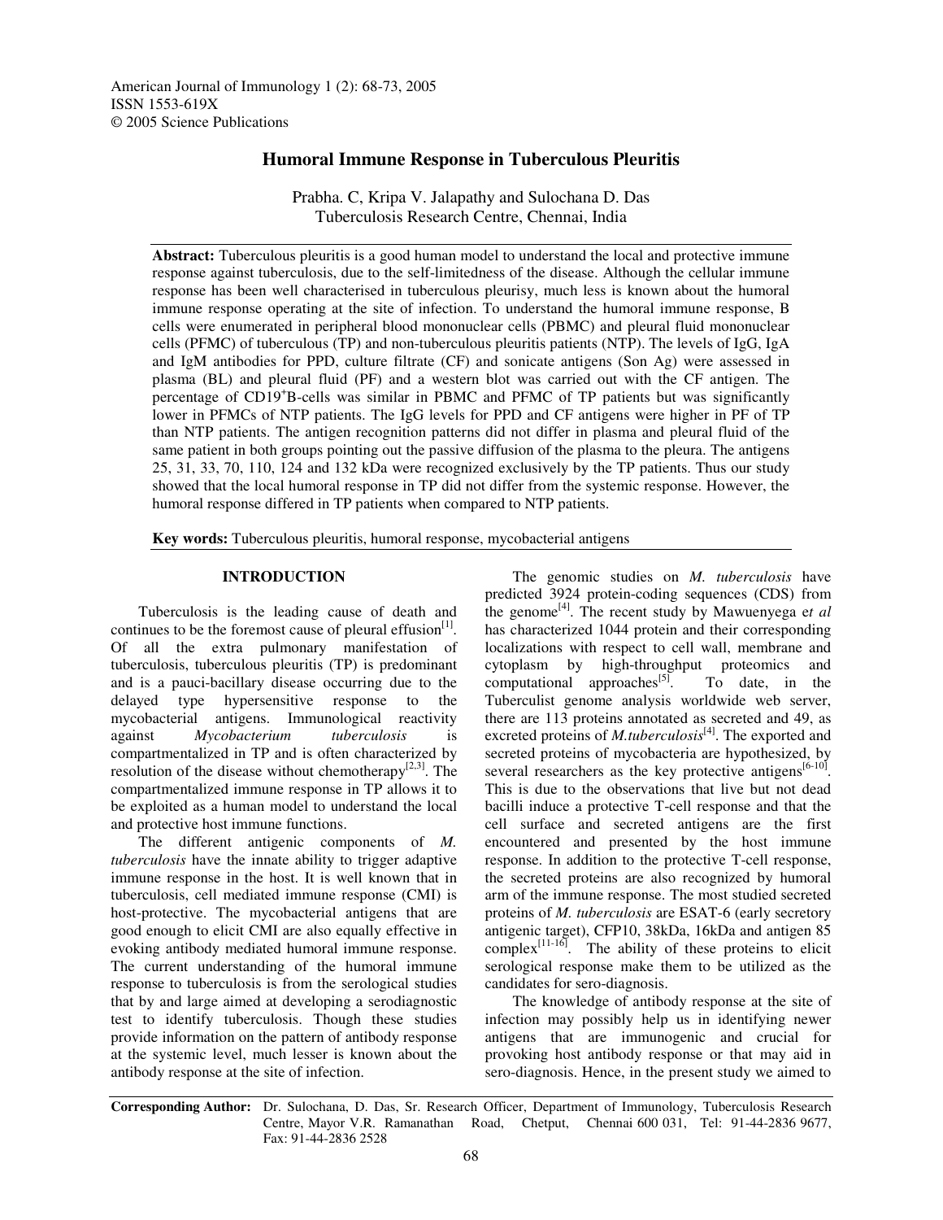American Journal of Immunology 1 (2): 68-73, 2005
ISSN 1553-619X
© 2005 Science Publications

# Humoral Immune Response in Tuberculous Pleuritis

Prabha. C, Kripa V. Jalapathy and Sulochana D. Das
Tuberculosis Research Centre, Chennai, India

**Abstract:** Tuberculous pleuritis is a good human model to understand the local and protective immune response against tuberculosis, due to the self-limitedness of the disease. Although the cellular immune response has been well characterised in tuberculous pleurisy, much less is known about the humoral immune response operating at the site of infection. To understand the humoral immune response, B cells were enumerated in peripheral blood mononuclear cells (PBMC) and pleural fluid mononuclear cells (PFMC) of tuberculous (TP) and non-tuberculous pleuritis patients (NTP). The levels of IgG, IgA and IgM antibodies for PPD, culture filtrate (CF) and sonicate antigens (Son Ag) were assessed in plasma (BL) and pleural fluid (PF) and a western blot was carried out with the CF antigen. The percentage of $CD19^{+}$B-cells was similar in PBMC and PFMC of TP patients but was significantly lower in PFMCs of NTP patients. The IgG levels for PPD and CF antigens were higher in PF of TP than NTP patients. The antigen recognition patterns did not differ in plasma and pleural fluid of the same patient in both groups pointing out the passive diffusion of the plasma to the pleura. The antigens 25, 31, 33, 70, 110, 124 and 132 kDa were recognized exclusively by the TP patients. Thus our study showed that the local humoral response in TP did not differ from the systemic response. However, the humoral response differed in TP patients when compared to NTP patients.

**Key words:** Tuberculous pleuritis, humoral response, mycobacterial antigens

## INTRODUCTION

Tuberculosis is the leading cause of death and continues to be the foremost cause of pleural effusion[1]. Of all the extra pulmonary manifestation of tuberculosis, tuberculous pleuritis (TP) is predominant and is a pauci-bacillary disease occurring due to the delayed type hypersensitive response to the mycobacterial antigens. Immunological reactivity against *Mycobacterium tuberculosis* is compartmentalized in TP and is often characterized by resolution of the disease without chemotherapy[2,3]. The compartmentalized immune response in TP allows it to be exploited as a human model to understand the local and protective host immune functions.

The different antigenic components of *M. tuberculosis* have the innate ability to trigger adaptive immune response in the host. It is well known that in tuberculosis, cell mediated immune response (CMI) is host-protective. The mycobacterial antigens that are good enough to elicit CMI are also equally effective in evoking antibody mediated humoral immune response. The current understanding of the humoral immune response to tuberculosis is from the serological studies that by and large aimed at developing a serodiagnostic test to identify tuberculosis. Though these studies provide information on the pattern of antibody response at the systemic level, much lesser is known about the antibody response at the site of infection.

The genomic studies on *M. tuberculosis* have predicted 3924 protein-coding sequences (CDS) from the genome[4]. The recent study by Mawuenyega e*t al* has characterized 1044 protein and their corresponding localizations with respect to cell wall, membrane and cytoplasm by high-throughput proteomics and computational approaches[5]. To date, in the Tuberculist genome analysis worldwide web server, there are 113 proteins annotated as secreted and 49, as excreted proteins of *M.tuberculosis*[4]. The exported and secreted proteins of mycobacteria are hypothesized, by several researchers as the key protective antigens[6-10]. This is due to the observations that live but not dead bacilli induce a protective T-cell response and that the cell surface and secreted antigens are the first encountered and presented by the host immune response. In addition to the protective T-cell response, the secreted proteins are also recognized by humoral arm of the immune response. The most studied secreted proteins of *M. tuberculosis* are ESAT-6 (early secretory antigenic target), CFP10, 38kDa, 16kDa and antigen 85 complex[11-16]. The ability of these proteins to elicit serological response make them to be utilized as the candidates for sero-diagnosis.

The knowledge of antibody response at the site of infection may possibly help us in identifying newer antigens that are immunogenic and crucial for provoking host antibody response or that may aid in sero-diagnosis. Hence, in the present study we aimed to

**Corresponding Author:** Dr. Sulochana, D. Das, Sr. Research Officer, Department of Immunology, Tuberculosis Research Centre, Mayor V.R. Ramanathan Road, Chetput, Chennai 600 031, Tel: 91-44-2836 9677, Fax: 91-44-2836 2528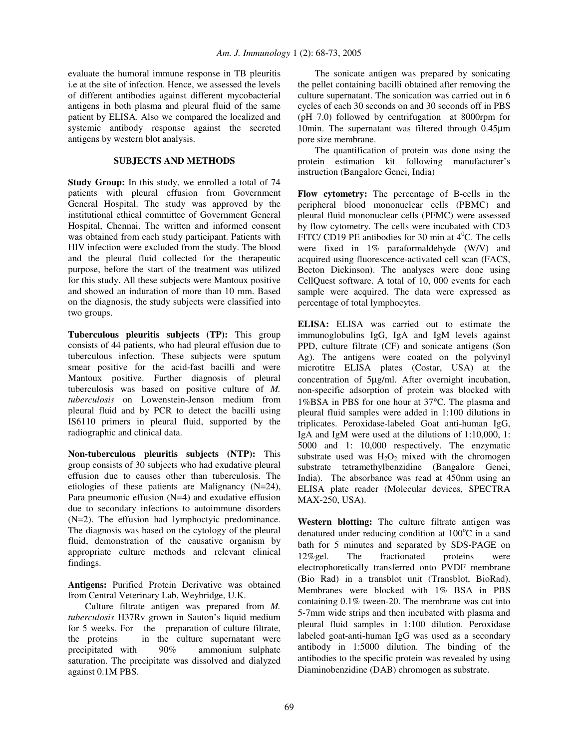evaluate the humoral immune response in TB pleuritis i.e at the site of infection. Hence, we assessed the levels of different antibodies against different mycobacterial antigens in both plasma and pleural fluid of the same patient by ELISA. Also we compared the localized and systemic antibody response against the secreted antigens by western blot analysis.

## SUBJECTS AND METHODS

**Study Group:** In this study, we enrolled a total of 74 patients with pleural effusion from Government General Hospital. The study was approved by the institutional ethical committee of Government General Hospital, Chennai. The written and informed consent was obtained from each study participant. Patients with HIV infection were excluded from the study. The blood and the pleural fluid collected for the therapeutic purpose, before the start of the treatment was utilized for this study. All these subjects were Mantoux positive and showed an induration of more than 10 mm. Based on the diagnosis, the study subjects were classified into two groups.

**Tuberculous pleuritis subjects (TP):** This group consists of 44 patients, who had pleural effusion due to tuberculous infection. These subjects were sputum smear positive for the acid-fast bacilli and were Mantoux positive. Further diagnosis of pleural tuberculosis was based on positive culture of *M. tuberculosis* on Lowenstein-Jenson medium from pleural fluid and by PCR to detect the bacilli using IS6110 primers in pleural fluid, supported by the radiographic and clinical data.

**Non-tuberculous pleuritis subjects (NTP):** This group consists of 30 subjects who had exudative pleural effusion due to causes other than tuberculosis. The etiologies of these patients are Malignancy (N=24), Para pneumonic effusion (N=4) and exudative effusion due to secondary infections to autoimmune disorders (N=2). The effusion had lymphoctyic predominance. The diagnosis was based on the cytology of the pleural fluid, demonstration of the causative organism by appropriate culture methods and relevant clinical findings.

**Antigens:** Purified Protein Derivative was obtained from Central Veterinary Lab, Weybridge, U.K.

Culture filtrate antigen was prepared from *M. tuberculosis* H37Rv grown in Sauton's liquid medium for 5 weeks. For the preparation of culture filtrate, the proteins in the culture supernatant were precipitated with 90% ammonium sulphate saturation. The precipitate was dissolved and dialyzed against 0.1M PBS.

The sonicate antigen was prepared by sonicating the pellet containing bacilli obtained after removing the culture supernatant. The sonication was carried out in 6 cycles of each 30 seconds on and 30 seconds off in PBS (pH 7.0) followed by centrifugation at 8000rpm for 10min. The supernatant was filtered through 0.45µm pore size membrane.

The quantification of protein was done using the protein estimation kit following manufacturer's instruction (Bangalore Genei, India)

**Flow cytometry:** The percentage of B-cells in the peripheral blood mononuclear cells (PBMC) and pleural fluid mononuclear cells (PFMC) were assessed by flow cytometry. The cells were incubated with CD3 FITC/ CD19 PE antibodies for 30 min at $4^{0}$C. The cells were fixed in 1% paraformaldehyde (W/V) and acquired using fluorescence-activated cell scan (FACS, Becton Dickinson). The analyses were done using CellQuest software. A total of 10, 000 events for each sample were acquired. The data were expressed as percentage of total lymphocytes.

**ELISA:** ELISA was carried out to estimate the immunoglobulins IgG, IgA and IgM levels against PPD, culture filtrate (CF) and sonicate antigens (Son Ag). The antigens were coated on the polyvinyl microtitre ELISA plates (Costar, USA) at the concentration of 5µg/ml. After overnight incubation, non-specific adsorption of protein was blocked with 1%BSA in PBS for one hour at 37°C. The plasma and pleural fluid samples were added in 1:100 dilutions in triplicates. Peroxidase-labeled Goat anti-human IgG, IgA and IgM were used at the dilutions of 1:10,000, 1: 5000 and 1: 10,000 respectively. The enzymatic substrate used was $H_2O_2$ mixed with the chromogen substrate tetramethylbenzidine (Bangalore Genei, India). The absorbance was read at 450nm using an ELISA plate reader (Molecular devices, SPECTRA MAX-250, USA).

**Western blotting:** The culture filtrate antigen was denatured under reducing condition at 100°C in a sand bath for 5 minutes and separated by SDS-PAGE on 12%gel. The fractionated proteins were electrophoretically transferred onto PVDF membrane (Bio Rad) in a transblot unit (Transblot, BioRad). Membranes were blocked with 1% BSA in PBS containing 0.1% tween-20. The membrane was cut into 5-7mm wide strips and then incubated with plasma and pleural fluid samples in 1:100 dilution. Peroxidase labeled goat-anti-human IgG was used as a secondary antibody in 1:5000 dilution. The binding of the antibodies to the specific protein was revealed by using Diaminobenzidine (DAB) chromogen as substrate.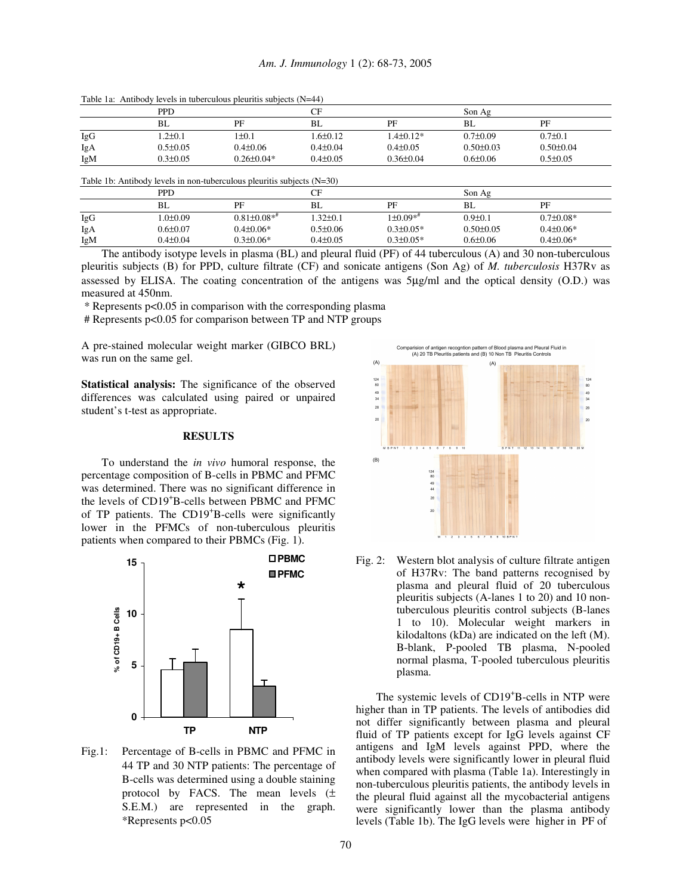Table 1a: Antibody levels in tuberculous pleuritis subjects (N=44)

| | PPD | | CF | | Son Ag | |
|---|---|---|---|---|---|---|
| | BL | PF | BL | PF | BL | PF |
| IgG | 1.2±0.1 | 1±0.1 | 1.6±0.12 | 1.4±0.12* | 0.7±0.09 | 0.7±0.1 |
| IgA | 0.5±0.05 | 0.4±0.06 | 0.4±0.04 | 0.4±0.05 | 0.50±0.03 | 0.50±0.04 |
| IgM | 0.3±0.05 | 0.26±0.04* | 0.4±0.05 | 0.36±0.04 | 0.6±0.06 | 0.5±0.05 |

Table 1b: Antibody levels in non-tuberculous pleuritis subjects (N=30)

| | PPD | | CF | | Son Ag | |
|---|---|---|---|---|---|---|
| | BL | PF | BL | PF | BL | PF |
| IgG | 1.0±0.09 | 0.81±0.08*# | 1.32±0.1 | 1±0.09*# | 0.9±0.1 | 0.7±0.08* |
| IgA | 0.6±0.07 | 0.4±0.06* | 0.5±0.06 | 0.3±0.05* | 0.50±0.05 | 0.4±0.06* |
| IgM | 0.4±0.04 | 0.3±0.06* | 0.4±0.05 | 0.3±0.05* | 0.6±0.06 | 0.4±0.06* |

The antibody isotype levels in plasma (BL) and pleural fluid (PF) of 44 tuberculous (A) and 30 non-tuberculous pleuritis subjects (B) for PPD, culture filtrate (CF) and sonicate antigens (Son Ag) of *M. tuberculosis* H37Rv as assessed by ELISA. The coating concentration of the antigens was 5µg/ml and the optical density (O.D.) was measured at 450nm.

\* Represents $p<0.05$ in comparison with the corresponding plasma

\# Represents $p<0.05$ for comparison between TP and NTP groups

A pre-stained molecular weight marker (GIBCO BRL) was run on the same gel.

**Statistical analysis:** The significance of the observed differences was calculated using paired or unpaired student's t-test as appropriate.

## RESULTS

To understand the *in vivo* humoral response, the percentage composition of B-cells in PBMC and PFMC was determined. There was no significant difference in the levels of CD19$^+$B-cells between PBMC and PFMC of TP patients. The CD19$^+$B-cells were significantly lower in the PFMCs of non-tuberculous pleuritis patients when compared to their PBMCs (Fig. 1).

Fig.1: Percentage of B-cells in PBMC and PFMC in 44 TP and 30 NTP patients: The percentage of B-cells was determined using a double staining protocol by FACS. The mean levels (± S.E.M.) are represented in the graph. *Represents $p<0.05$

Fig. 2: Western blot analysis of culture filtrate antigen of H37Rv: The band patterns recognised by plasma and pleural fluid of 20 tuberculous pleuritis subjects (A-lanes 1 to 20) and 10 non-tuberculous pleuritis control subjects (B-lanes 1 to 10). Molecular weight markers in kilodaltons (kDa) are indicated on the left (M). B-blank, P-pooled TB plasma, N-pooled normal plasma, T-pooled tuberculous pleuritis plasma.

The systemic levels of CD19$^+$B-cells in NTP were higher than in TP patients. The levels of antibodies did not differ significantly between plasma and pleural fluid of TP patients except for IgG levels against CF antigens and IgM levels against PPD, where the antibody levels were significantly lower in pleural fluid when compared with plasma (Table 1a). Interestingly in non-tuberculous pleuritis patients, the antibody levels in the pleural fluid against all the mycobacterial antigens were significantly lower than the plasma antibody levels (Table 1b). The IgG levels were higher in PF of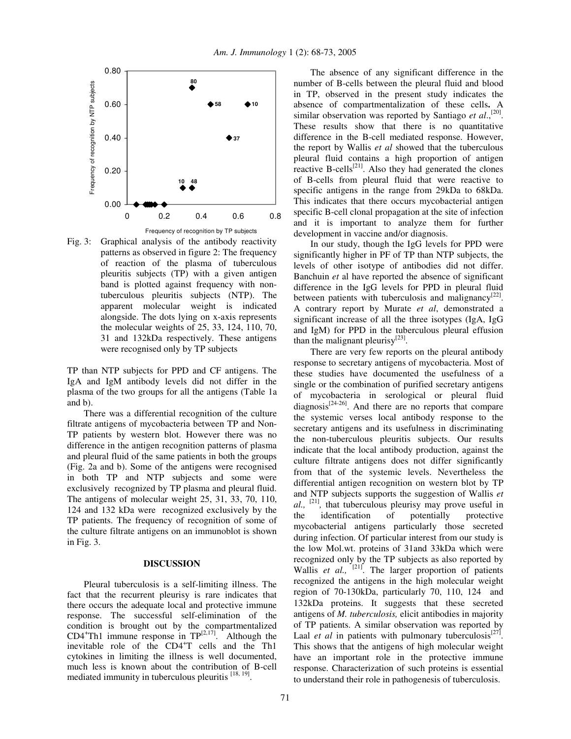Fig. 3: Graphical analysis of the antibody reactivity patterns as observed in figure 2: The frequency of reaction of the plasma of tuberculous pleuritis subjects (TP) with a given antigen band is plotted against frequency with non-tuberculous pleuritis subjects (NTP). The apparent molecular weight is indicated alongside. The dots lying on x-axis represents the molecular weights of 25, 33, 124, 110, 70, 31 and 132kDa respectively. These antigens were recognised only by TP subjects

TP than NTP subjects for PPD and CF antigens. The IgA and IgM antibody levels did not differ in the plasma of the two groups for all the antigens (Table 1a and b).

There was a differential recognition of the culture filtrate antigens of mycobacteria between TP and Non-TP patients by western blot. However there was no difference in the antigen recognition patterns of plasma and pleural fluid of the same patients in both the groups (Fig. 2a and b). Some of the antigens were recognised in both TP and NTP subjects and some were exclusively recognized by TP plasma and pleural fluid. The antigens of molecular weight 25, 31, 33, 70, 110, 124 and 132 kDa were recognized exclusively by the TP patients. The frequency of recognition of some of the culture filtrate antigens on an immunoblot is shown in Fig. 3.

## DISCUSSION

Pleural tuberculosis is a self-limiting illness. The fact that the recurrent pleurisy is rare indicates that there occurs the adequate local and protective immune response. The successful self-elimination of the condition is brought out by the compartmentalized $CD4^{+}$Th1 immune response in TP[2,17]. Although the inevitable role of the $CD4^{+}$T cells and the Th1 cytokines in limiting the illness is well documented, much less is known about the contribution of B-cell mediated immunity in tuberculous pleuritis [18, 19].

The absence of any significant difference in the number of B-cells between the pleural fluid and blood in TP, observed in the present study indicates the absence of compartmentalization of these cells**.** A similar observation was reported by Santiago *et al*.,[20]. These results show that there is no quantitative difference in the B-cell mediated response. However, the report by Wallis *et al* showed that the tuberculous pleural fluid contains a high proportion of antigen reactive B-cells[21]. Also they had generated the clones of B-cells from pleural fluid that were reactive to specific antigens in the range from 29kDa to 68kDa. This indicates that there occurs mycobacterial antigen specific B-cell clonal propagation at the site of infection and it is important to analyze them for further development in vaccine and/or diagnosis.

In our study, though the IgG levels for PPD were significantly higher in PF of TP than NTP subjects, the levels of other isotype of antibodies did not differ. Banchuin *et* al have reported the absence of significant difference in the IgG levels for PPD in pleural fluid between patients with tuberculosis and malignancy[22]. A contrary report by Murate *et al*, demonstrated a significant increase of all the three isotypes (IgA, IgG and IgM) for PPD in the tuberculous pleural effusion than the malignant pleurisy[23].

There are very few reports on the pleural antibody response to secretary antigens of mycobacteria. Most of these studies have documented the usefulness of a single or the combination of purified secretary antigens of mycobacteria in serological or pleural fluid diagnosis[24-26]. And there are no reports that compare the systemic verses local antibody response to the secretary antigens and its usefulness in discriminating the non-tuberculous pleuritis subjects. Our results indicate that the local antibody production, against the culture filtrate antigens does not differ significantly from that of the systemic levels. Nevertheless the differential antigen recognition on western blot by TP and NTP subjects supports the suggestion of Wallis *et al.,* [21]*,* that tuberculous pleurisy may prove useful in the identification of potentially protective mycobacterial antigens particularly those secreted during infection. Of particular interest from our study is the low Mol.wt. proteins of 31and 33kDa which were recognized only by the TP subjects as also reported by Wallis *et al.,* [21]. The larger proportion of patients recognized the antigens in the high molecular weight region of 70-130kDa, particularly 70, 110, 124 and 132kDa proteins. It suggests that these secreted antigens of *M. tuberculosis,* elicit antibodies in majority of TP patients. A similar observation was reported by Laal *et al* in patients with pulmonary tuberculosis[27]. This shows that the antigens of high molecular weight have an important role in the protective immune response. Characterization of such proteins is essential to understand their role in pathogenesis of tuberculosis.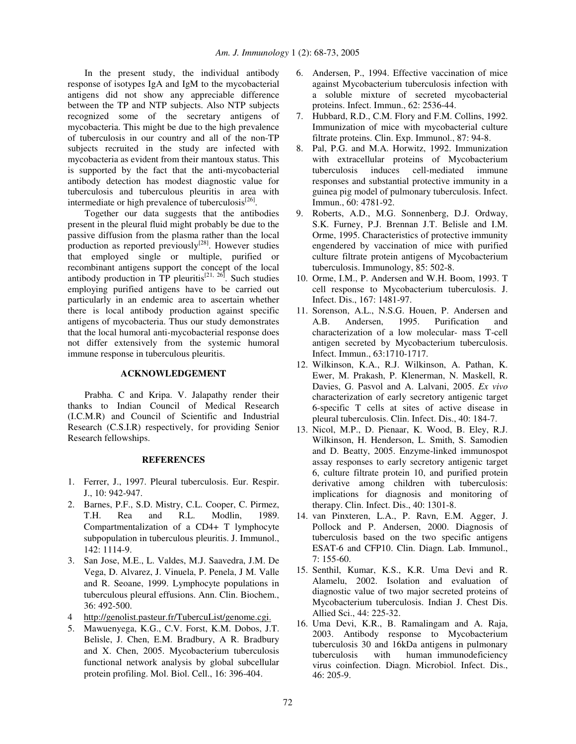In the present study, the individual antibody response of isotypes IgA and IgM to the mycobacterial antigens did not show any appreciable difference between the TP and NTP subjects. Also NTP subjects recognized some of the secretary antigens of mycobacteria. This might be due to the high prevalence of tuberculosis in our country and all of the non-TP subjects recruited in the study are infected with mycobacteria as evident from their mantoux status. This is supported by the fact that the anti-mycobacterial antibody detection has modest diagnostic value for tuberculosis and tuberculous pleuritis in area with intermediate or high prevalence of tuberculosis[26].

Together our data suggests that the antibodies present in the pleural fluid might probably be due to the passive diffusion from the plasma rather than the local production as reported previously[28]. However studies that employed single or multiple, purified or recombinant antigens support the concept of the local antibody production in TP pleuritis[21, 26]. Such studies employing purified antigens have to be carried out particularly in an endemic area to ascertain whether there is local antibody production against specific antigens of mycobacteria. Thus our study demonstrates that the local humoral anti-mycobacterial response does not differ extensively from the systemic humoral immune response in tuberculous pleuritis.

## ACKNOWLEDGEMENT

Prabha. C and Kripa. V. Jalapathy render their thanks to Indian Council of Medical Research (I.C.M.R) and Council of Scientific and Industrial Research (C.S.I.R) respectively, for providing Senior Research fellowships.

## REFERENCES

1. Ferrer, J., 1997. Pleural tuberculosis. Eur. Respir. J., 10: 942-947.
2. Barnes, P.F., S.D. Mistry, C.L. Cooper, C. Pirmez, T.H. Rea and R.L. Modlin, 1989. Compartmentalization of a CD4+ T lymphocyte subpopulation in tuberculous pleuritis. J. Immunol., 142: 1114-9.
3. San Jose, M.E., L. Valdes, M.J. Saavedra, J.M. De Vega, D. Alvarez, J. Vinuela, P. Penela, J M. Valle and R. Seoane, 1999. Lymphocyte populations in tuberculous pleural effusions. Ann. Clin. Biochem., 36: 492-500.
4. http://genolist.pasteur.fr/TubercuList/genome.cgi.
5. Mawuenyega, K.G., C.V. Forst, K.M. Dobos, J.T. Belisle, J. Chen, E.M. Bradbury, A R. Bradbury and X. Chen, 2005. Mycobacterium tuberculosis functional network analysis by global subcellular protein profiling. Mol. Biol. Cell., 16: 396-404.
6. Andersen, P., 1994. Effective vaccination of mice against Mycobacterium tuberculosis infection with a soluble mixture of secreted mycobacterial proteins. Infect. Immun., 62: 2536-44.
7. Hubbard, R.D., C.M. Flory and F.M. Collins, 1992. Immunization of mice with mycobacterial culture filtrate proteins. Clin. Exp. Immunol., 87: 94-8.
8. Pal, P.G. and M.A. Horwitz, 1992. Immunization with extracellular proteins of Mycobacterium tuberculosis induces cell-mediated immune responses and substantial protective immunity in a guinea pig model of pulmonary tuberculosis. Infect. Immun., 60: 4781-92.
9. Roberts, A.D., M.G. Sonnenberg, D.J. Ordway, S.K. Furney, P.J. Brennan J.T. Belisle and I.M. Orme, 1995. Characteristics of protective immunity engendered by vaccination of mice with purified culture filtrate protein antigens of Mycobacterium tuberculosis. Immunology, 85: 502-8.
10. Orme, I.M., P. Andersen and W.H. Boom, 1993. T cell response to Mycobacterium tuberculosis. J. Infect. Dis., 167: 1481-97.
11. Sorenson, A.L., N.S.G. Houen, P. Andersen and A.B. Andersen, 1995. Purification and characterization of a low molecular- mass T-cell antigen secreted by Mycobacterium tuberculosis. Infect. Immun., 63:1710-1717.
12. Wilkinson, K.A., R.J. Wilkinson, A. Pathan, K. Ewer, M. Prakash, P. Klenerman, N. Maskell, R. Davies, G. Pasvol and A. Lalvani, 2005. *Ex vivo* characterization of early secretory antigenic target 6-specific T cells at sites of active disease in pleural tuberculosis. Clin. Infect. Dis., 40: 184-7.
13. Nicol, M.P., D. Pienaar, K. Wood, B. Eley, R.J. Wilkinson, H. Henderson, L. Smith, S. Samodien and D. Beatty, 2005. Enzyme-linked immunospot assay responses to early secretory antigenic target 6, culture filtrate protein 10, and purified protein derivative among children with tuberculosis: implications for diagnosis and monitoring of therapy. Clin. Infect. Dis., 40: 1301-8.
14. van Pinxteren, L.A., P. Ravn, E.M. Agger, J. Pollock and P. Andersen, 2000. Diagnosis of tuberculosis based on the two specific antigens ESAT-6 and CFP10. Clin. Diagn. Lab. Immunol., 7: 155-60.
15. Senthil, Kumar, K.S., K.R. Uma Devi and R. Alamelu, 2002. Isolation and evaluation of diagnostic value of two major secreted proteins of Mycobacterium tuberculosis. Indian J. Chest Dis. Allied Sci., 44: 225-32.
16. Uma Devi, K.R., B. Ramalingam and A. Raja, 2003. Antibody response to Mycobacterium tuberculosis 30 and 16kDa antigens in pulmonary tuberculosis with human immunodeficiency virus coinfection. Diagn. Microbiol. Infect. Dis., 46: 205-9.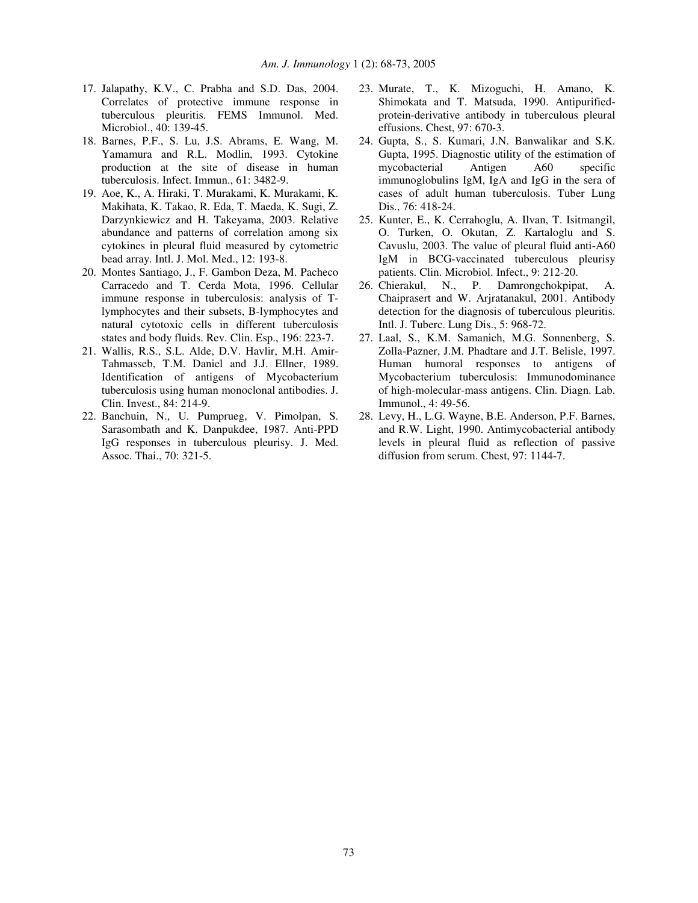17. Jalapathy, K.V., C. Prabha and S.D. Das, 2004. Correlates of protective immune response in tuberculous pleuritis. FEMS Immunol. Med. Microbiol., 40: 139-45.
18. Barnes, P.F., S. Lu, J.S. Abrams, E. Wang, M. Yamamura and R.L. Modlin, 1993. Cytokine production at the site of disease in human tuberculosis. Infect. Immun., 61: 3482-9.
19. Aoe, K., A. Hiraki, T. Murakami, K. Murakami, K. Makihata, K. Takao, R. Eda, T. Maeda, K. Sugi, Z. Darzynkiewicz and H. Takeyama, 2003. Relative abundance and patterns of correlation among six cytokines in pleural fluid measured by cytometric bead array. Intl. J. Mol. Med., 12: 193-8.
20. Montes Santiago, J., F. Gambon Deza, M. Pacheco Carracedo and T. Cerda Mota, 1996. Cellular immune response in tuberculosis: analysis of T-lymphocytes and their subsets, B-lymphocytes and natural cytotoxic cells in different tuberculosis states and body fluids. Rev. Clin. Esp., 196: 223-7.
21. Wallis, R.S., S.L. Alde, D.V. Havlir, M.H. Amir-Tahmasseb, T.M. Daniel and J.J. Ellner, 1989. Identification of antigens of Mycobacterium tuberculosis using human monoclonal antibodies. J. Clin. Invest., 84: 214-9.
22. Banchuin, N., U. Pumprueg, V. Pimolpan, S. Sarasombath and K. Danpukdee, 1987. Anti-PPD IgG responses in tuberculous pleurisy. J. Med. Assoc. Thai., 70: 321-5.
23. Murate, T., K. Mizoguchi, H. Amano, K. Shimokata and T. Matsuda, 1990. Antipurified-protein-derivative antibody in tuberculous pleural effusions. Chest, 97: 670-3.
24. Gupta, S., S. Kumari, J.N. Banwalikar and S.K. Gupta, 1995. Diagnostic utility of the estimation of mycobacterial Antigen A60 specific immunoglobulins IgM, IgA and IgG in the sera of cases of adult human tuberculosis. Tuber Lung Dis., 76: 418-24.
25. Kunter, E., K. Cerrahoglu, A. Ilvan, T. Isitmangil, O. Turken, O. Okutan, Z. Kartaloglu and S. Cavuslu, 2003. The value of pleural fluid anti-A60 IgM in BCG-vaccinated tuberculous pleurisy patients. Clin. Microbiol. Infect., 9: 212-20.
26. Chierakul, N., P. Damrongchokpipat, A. Chaiprasert and W. Arjratanakul, 2001. Antibody detection for the diagnosis of tuberculous pleuritis. Intl. J. Tuberc. Lung Dis., 5: 968-72.
27. Laal, S., K.M. Samanich, M.G. Sonnenberg, S. Zolla-Pazner, J.M. Phadtare and J.T. Belisle, 1997. Human humoral responses to antigens of Mycobacterium tuberculosis: Immunodominance of high-molecular-mass antigens. Clin. Diagn. Lab. Immunol., 4: 49-56.
28. Levy, H., L.G. Wayne, B.E. Anderson, P.F. Barnes, and R.W. Light, 1990. Antimycobacterial antibody levels in pleural fluid as reflection of passive diffusion from serum. Chest, 97: 1144-7.